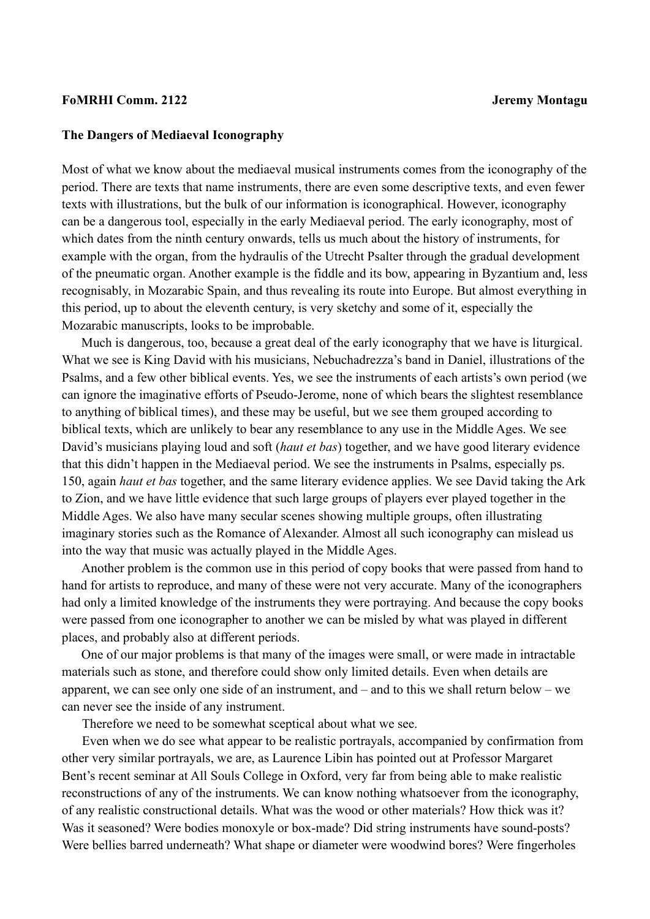**FoMRHI Comm. 2122** **Jeremy Montagu**

**The Dangers of Mediaeval Iconography**

Most of what we know about the mediaeval musical instruments comes from the iconography of the period. There are texts that name instruments, there are even some descriptive texts, and even fewer texts with illustrations, but the bulk of our information is iconographical. However, iconography can be a dangerous tool, especially in the early Mediaeval period. The early iconography, most of which dates from the ninth century onwards, tells us much about the history of instruments, for example with the organ, from the hydraulis of the Utrecht Psalter through the gradual development of the pneumatic organ. Another example is the fiddle and its bow, appearing in Byzantium and, less recognisably, in Mozarabic Spain, and thus revealing its route into Europe. But almost everything in this period, up to about the eleventh century, is very sketchy and some of it, especially the Mozarabic manuscripts, looks to be improbable.

Much is dangerous, too, because a great deal of the early iconography that we have is liturgical. What we see is King David with his musicians, Nebuchadrezza's band in Daniel, illustrations of the Psalms, and a few other biblical events. Yes, we see the instruments of each artists's own period (we can ignore the imaginative efforts of Pseudo-Jerome, none of which bears the slightest resemblance to anything of biblical times), and these may be useful, but we see them grouped according to biblical texts, which are unlikely to bear any resemblance to any use in the Middle Ages. We see David's musicians playing loud and soft (*haut et bas*) together, and we have good literary evidence that this didn't happen in the Mediaeval period. We see the instruments in Psalms, especially ps. 150, again *haut et bas* together, and the same literary evidence applies. We see David taking the Ark to Zion, and we have little evidence that such large groups of players ever played together in the Middle Ages. We also have many secular scenes showing multiple groups, often illustrating imaginary stories such as the Romance of Alexander. Almost all such iconography can mislead us into the way that music was actually played in the Middle Ages.

Another problem is the common use in this period of copy books that were passed from hand to hand for artists to reproduce, and many of these were not very accurate. Many of the iconographers had only a limited knowledge of the instruments they were portraying. And because the copy books were passed from one iconographer to another we can be misled by what was played in different places, and probably also at different periods.

One of our major problems is that many of the images were small, or were made in intractable materials such as stone, and therefore could show only limited details. Even when details are apparent, we can see only one side of an instrument, and – and to this we shall return below – we can never see the inside of any instrument.

Therefore we need to be somewhat sceptical about what we see.

Even when we do see what appear to be realistic portrayals, accompanied by confirmation from other very similar portrayals, we are, as Laurence Libin has pointed out at Professor Margaret Bent's recent seminar at All Souls College in Oxford, very far from being able to make realistic reconstructions of any of the instruments. We can know nothing whatsoever from the iconography, of any realistic constructional details. What was the wood or other materials? How thick was it? Was it seasoned? Were bodies monoxyle or box-made? Did string instruments have sound-posts? Were bellies barred underneath? What shape or diameter were woodwind bores? Were fingerholes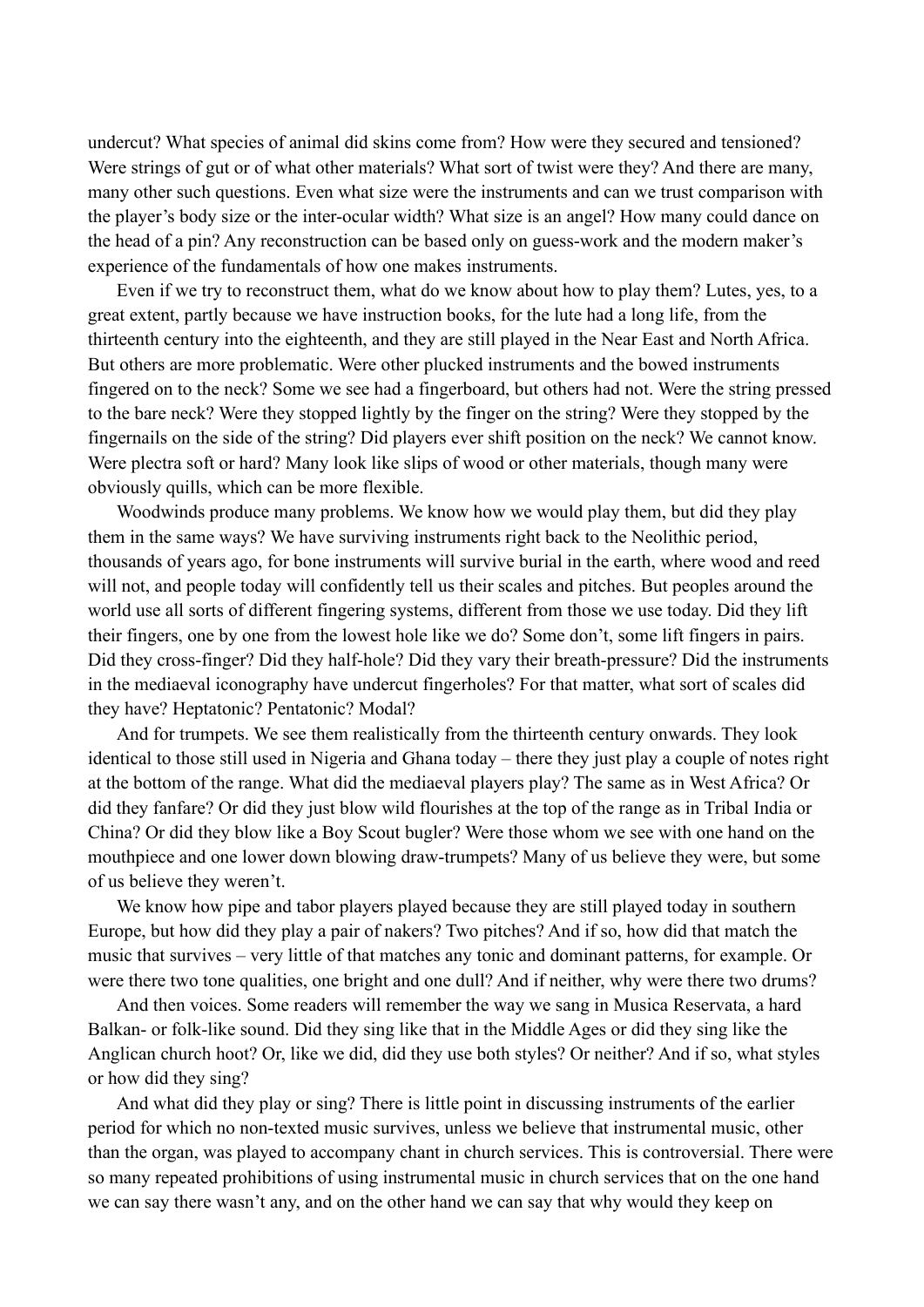undercut? What species of animal did skins come from? How were they secured and tensioned? Were strings of gut or of what other materials? What sort of twist were they? And there are many, many other such questions. Even what size were the instruments and can we trust comparison with the player's body size or the inter-ocular width? What size is an angel? How many could dance on the head of a pin? Any reconstruction can be based only on guess-work and the modern maker's experience of the fundamentals of how one makes instruments.

Even if we try to reconstruct them, what do we know about how to play them? Lutes, yes, to a great extent, partly because we have instruction books, for the lute had a long life, from the thirteenth century into the eighteenth, and they are still played in the Near East and North Africa. But others are more problematic. Were other plucked instruments and the bowed instruments fingered on to the neck? Some we see had a fingerboard, but others had not. Were the string pressed to the bare neck? Were they stopped lightly by the finger on the string? Were they stopped by the fingernails on the side of the string? Did players ever shift position on the neck? We cannot know. Were plectra soft or hard? Many look like slips of wood or other materials, though many were obviously quills, which can be more flexible.

Woodwinds produce many problems. We know how we would play them, but did they play them in the same ways? We have surviving instruments right back to the Neolithic period, thousands of years ago, for bone instruments will survive burial in the earth, where wood and reed will not, and people today will confidently tell us their scales and pitches. But peoples around the world use all sorts of different fingering systems, different from those we use today. Did they lift their fingers, one by one from the lowest hole like we do? Some don't, some lift fingers in pairs. Did they cross-finger? Did they half-hole? Did they vary their breath-pressure? Did the instruments in the mediaeval iconography have undercut fingerholes? For that matter, what sort of scales did they have? Heptatonic? Pentatonic? Modal?

And for trumpets. We see them realistically from the thirteenth century onwards. They look identical to those still used in Nigeria and Ghana today – there they just play a couple of notes right at the bottom of the range. What did the mediaeval players play? The same as in West Africa? Or did they fanfare? Or did they just blow wild flourishes at the top of the range as in Tribal India or China? Or did they blow like a Boy Scout bugler? Were those whom we see with one hand on the mouthpiece and one lower down blowing draw-trumpets? Many of us believe they were, but some of us believe they weren't.

We know how pipe and tabor players played because they are still played today in southern Europe, but how did they play a pair of nakers? Two pitches? And if so, how did that match the music that survives – very little of that matches any tonic and dominant patterns, for example. Or were there two tone qualities, one bright and one dull? And if neither, why were there two drums?

And then voices. Some readers will remember the way we sang in Musica Reservata, a hard Balkan- or folk-like sound. Did they sing like that in the Middle Ages or did they sing like the Anglican church hoot? Or, like we did, did they use both styles? Or neither? And if so, what styles or how did they sing?

And what did they play or sing? There is little point in discussing instruments of the earlier period for which no non-texted music survives, unless we believe that instrumental music, other than the organ, was played to accompany chant in church services. This is controversial. There were so many repeated prohibitions of using instrumental music in church services that on the one hand we can say there wasn't any, and on the other hand we can say that why would they keep on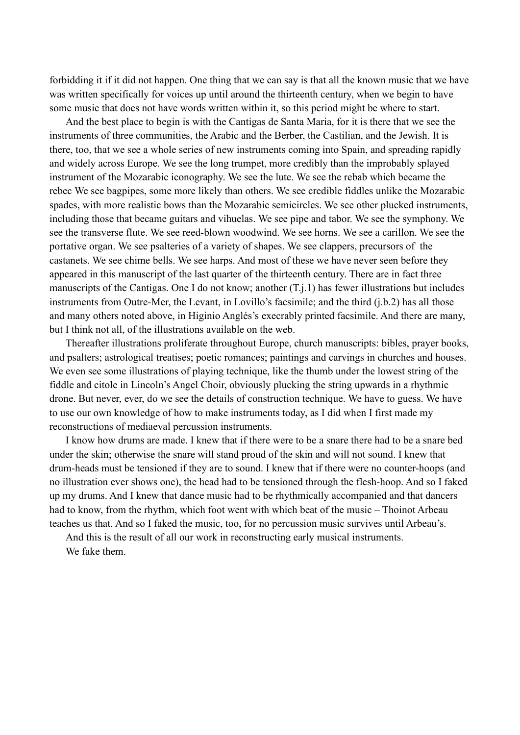forbidding it if it did not happen. One thing that we can say is that all the known music that we have was written specifically for voices up until around the thirteenth century, when we begin to have some music that does not have words written within it, so this period might be where to start.

And the best place to begin is with the Cantigas de Santa Maria, for it is there that we see the instruments of three communities, the Arabic and the Berber, the Castilian, and the Jewish. It is there, too, that we see a whole series of new instruments coming into Spain, and spreading rapidly and widely across Europe. We see the long trumpet, more credibly than the improbably splayed instrument of the Mozarabic iconography. We see the lute. We see the rebab which became the rebec We see bagpipes, some more likely than others. We see credible fiddles unlike the Mozarabic spades, with more realistic bows than the Mozarabic semicircles. We see other plucked instruments, including those that became guitars and vihuelas. We see pipe and tabor. We see the symphony. We see the transverse flute. We see reed-blown woodwind. We see horns. We see a carillon. We see the portative organ. We see psalteries of a variety of shapes. We see clappers, precursors of the castanets. We see chime bells. We see harps. And most of these we have never seen before they appeared in this manuscript of the last quarter of the thirteenth century. There are in fact three manuscripts of the Cantigas. One I do not know; another (T.j.1) has fewer illustrations but includes instruments from Outre-Mer, the Levant, in Lovillo's facsimile; and the third (j.b.2) has all those and many others noted above, in Higinio Anglés's execrably printed facsimile. And there are many, but I think not all, of the illustrations available on the web.

Thereafter illustrations proliferate throughout Europe, church manuscripts: bibles, prayer books, and psalters; astrological treatises; poetic romances; paintings and carvings in churches and houses. We even see some illustrations of playing technique, like the thumb under the lowest string of the fiddle and citole in Lincoln's Angel Choir, obviously plucking the string upwards in a rhythmic drone. But never, ever, do we see the details of construction technique. We have to guess. We have to use our own knowledge of how to make instruments today, as I did when I first made my reconstructions of mediaeval percussion instruments.

I know how drums are made. I knew that if there were to be a snare there had to be a snare bed under the skin; otherwise the snare will stand proud of the skin and will not sound. I knew that drum-heads must be tensioned if they are to sound. I knew that if there were no counter-hoops (and no illustration ever shows one), the head had to be tensioned through the flesh-hoop. And so I faked up my drums. And I knew that dance music had to be rhythmically accompanied and that dancers had to know, from the rhythm, which foot went with which beat of the music – Thoinot Arbeau teaches us that. And so I faked the music, too, for no percussion music survives until Arbeau's.

And this is the result of all our work in reconstructing early musical instruments.

We fake them.